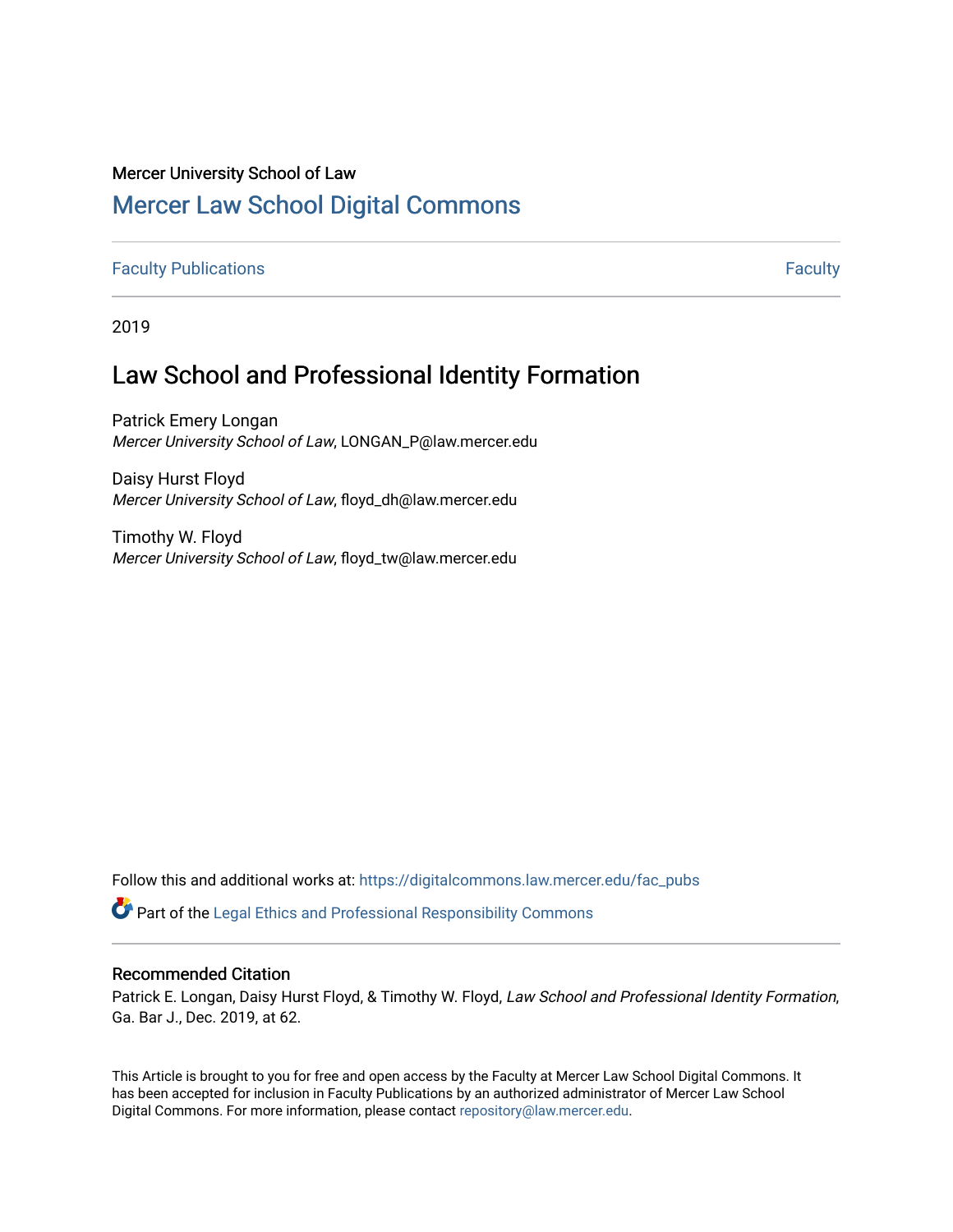Mercer University School of Law

# Mercer Law School Digital Commons

Faculty Publications | Faculty

2019

## Law School and Professional Identity Formation

Patrick Emery Longan
*Mercer University School of Law*, LONGAN_P@law.mercer.edu

Daisy Hurst Floyd
*Mercer University School of Law*, floyd_dh@law.mercer.edu

Timothy W. Floyd
*Mercer University School of Law*, floyd_tw@law.mercer.edu

Follow this and additional works at: https://digitalcommons.law.mercer.edu/fac_pubs

Part of the Legal Ethics and Professional Responsibility Commons

### Recommended Citation

Patrick E. Longan, Daisy Hurst Floyd, & Timothy W. Floyd, *Law School and Professional Identity Formation*, Ga. Bar J., Dec. 2019, at 62.

This Article is brought to you for free and open access by the Faculty at Mercer Law School Digital Commons. It has been accepted for inclusion in Faculty Publications by an authorized administrator of Mercer Law School Digital Commons. For more information, please contact repository@law.mercer.edu.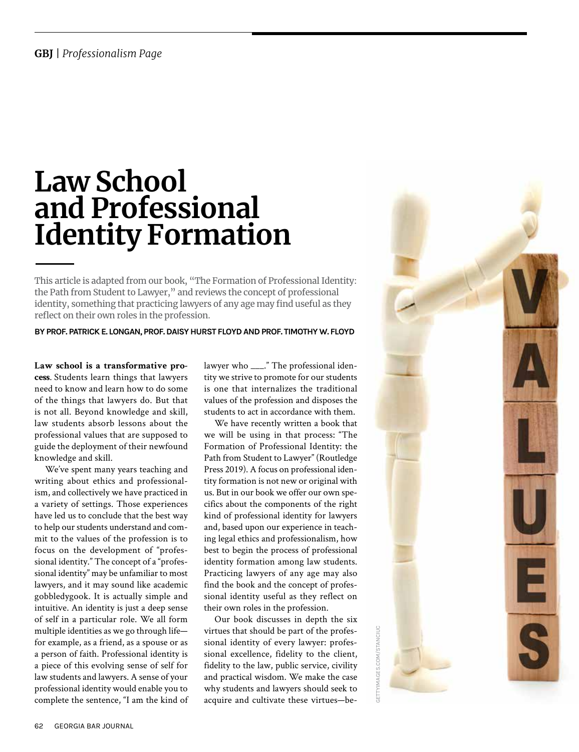# Law School and Professional Identity Formation

This article is adapted from our book, "The Formation of Professional Identity: the Path from Student to Lawyer," and reviews the concept of professional identity, something that practicing lawyers of any age may find useful as they reflect on their own roles in the profession.

BY PROF. PATRICK E. LONGAN, PROF. DAISY HURST FLOYD AND PROF. TIMOTHY W. FLOYD

**Law school is a transformative process**. Students learn things that lawyers need to know and learn how to do some of the things that lawyers do. But that is not all. Beyond knowledge and skill, law students absorb lessons about the professional values that are supposed to guide the deployment of their newfound knowledge and skill.

We've spent many years teaching and writing about ethics and professionalism, and collectively we have practiced in a variety of settings. Those experiences have led us to conclude that the best way to help our students understand and commit to the values of the profession is to focus on the development of "professional identity." The concept of a "professional identity" may be unfamiliar to most lawyers, and it may sound like academic gobbledygook. It is actually simple and intuitive. An identity is just a deep sense of self in a particular role. We all form multiple identities as we go through life—for example, as a friend, as a spouse or as a person of faith. Professional identity is a piece of this evolving sense of self for law students and lawyers. A sense of your professional identity would enable you to complete the sentence, "I am the kind of lawyer who ___." The professional identity we strive to promote for our students is one that internalizes the traditional values of the profession and disposes the students to act in accordance with them.

We have recently written a book that we will be using in that process: "The Formation of Professional Identity: the Path from Student to Lawyer" (Routledge Press 2019). A focus on professional identity formation is not new or original with us. But in our book we offer our own specifics about the components of the right kind of professional identity for lawyers and, based upon our experience in teaching legal ethics and professionalism, how best to begin the process of professional identity formation among law students. Practicing lawyers of any age may also find the book and the concept of professional identity useful as they reflect on their own roles in the profession.

Our book discusses in depth the six virtues that should be part of the professional identity of every lawyer: professional excellence, fidelity to the client, fidelity to the law, public service, civility and practical wisdom. We make the case why students and lawyers should seek to acquire and cultivate these virtues—be-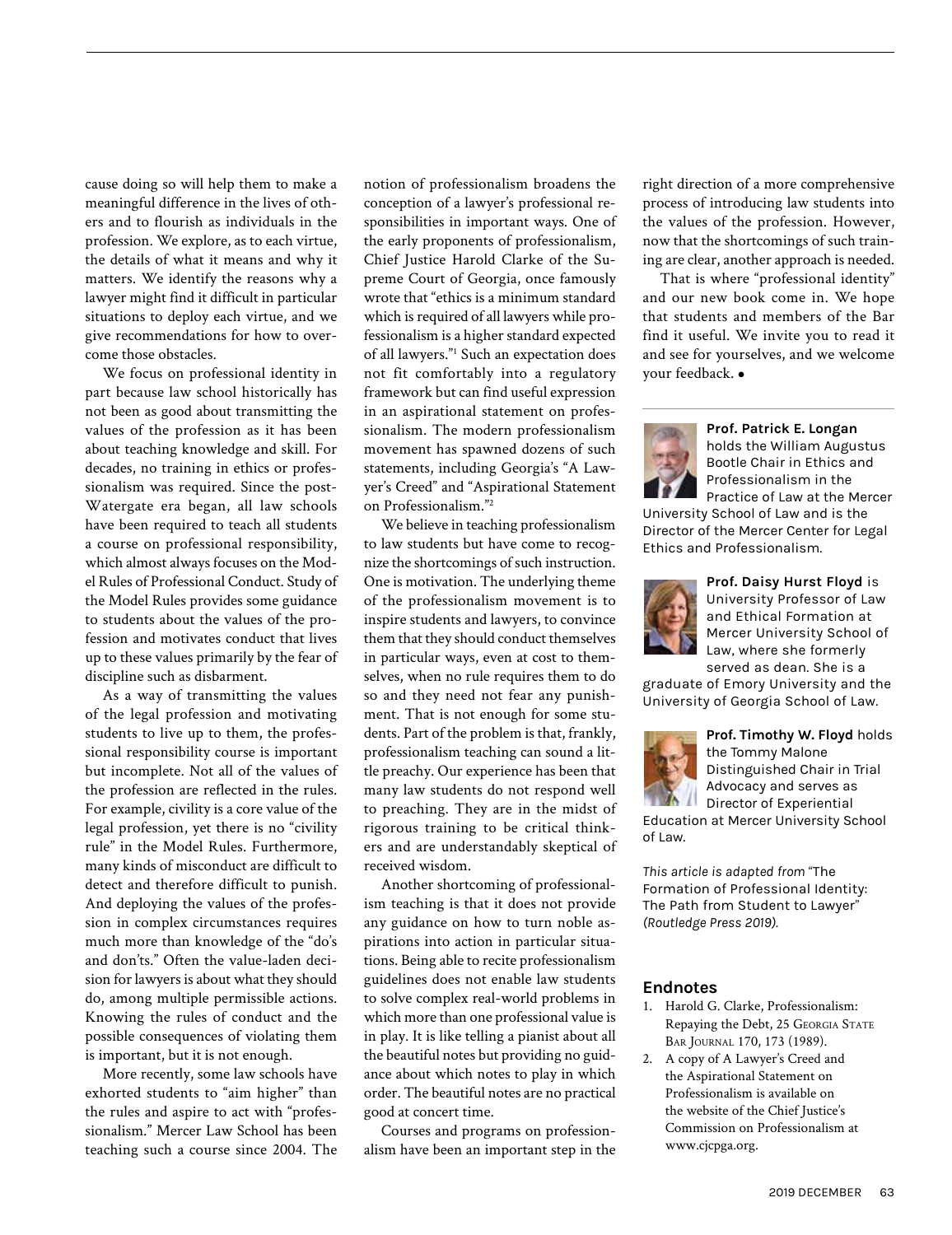cause doing so will help them to make a meaningful difference in the lives of others and to flourish as individuals in the profession. We explore, as to each virtue, the details of what it means and why it matters. We identify the reasons why a lawyer might find it difficult in particular situations to deploy each virtue, and we give recommendations for how to overcome those obstacles.

We focus on professional identity in part because law school historically has not been as good about transmitting the values of the profession as it has been about teaching knowledge and skill. For decades, no training in ethics or professionalism was required. Since the post-Watergate era began, all law schools have been required to teach all students a course on professional responsibility, which almost always focuses on the Model Rules of Professional Conduct. Study of the Model Rules provides some guidance to students about the values of the profession and motivates conduct that lives up to these values primarily by the fear of discipline such as disbarment.

As a way of transmitting the values of the legal profession and motivating students to live up to them, the professional responsibility course is important but incomplete. Not all of the values of the profession are reflected in the rules. For example, civility is a core value of the legal profession, yet there is no "civility rule" in the Model Rules. Furthermore, many kinds of misconduct are difficult to detect and therefore difficult to punish. And deploying the values of the profession in complex circumstances requires much more than knowledge of the "do's and don'ts." Often the value-laden decision for lawyers is about what they should do, among multiple permissible actions. Knowing the rules of conduct and the possible consequences of violating them is important, but it is not enough.

More recently, some law schools have exhorted students to "aim higher" than the rules and aspire to act with "professionalism." Mercer Law School has been teaching such a course since 2004. The notion of professionalism broadens the conception of a lawyer's professional responsibilities in important ways. One of the early proponents of professionalism, Chief Justice Harold Clarke of the Supreme Court of Georgia, once famously wrote that "ethics is a minimum standard which is required of all lawyers while professionalism is a higher standard expected of all lawyers."[1] Such an expectation does not fit comfortably into a regulatory framework but can find useful expression in an aspirational statement on professionalism. The modern professionalism movement has spawned dozens of such statements, including Georgia's "A Lawyer's Creed" and "Aspirational Statement on Professionalism."[2]

We believe in teaching professionalism to law students but have come to recognize the shortcomings of such instruction. One is motivation. The underlying theme of the professionalism movement is to inspire students and lawyers, to convince them that they should conduct themselves in particular ways, even at cost to themselves, when no rule requires them to do so and they need not fear any punishment. That is not enough for some students. Part of the problem is that, frankly, professionalism teaching can sound a little preachy. Our experience has been that many law students do not respond well to preaching. They are in the midst of rigorous training to be critical thinkers and are understandably skeptical of received wisdom.

Another shortcoming of professionalism teaching is that it does not provide any guidance on how to turn noble aspirations into action in particular situations. Being able to recite professionalism guidelines does not enable law students to solve complex real-world problems in which more than one professional value is in play. It is like telling a pianist about all the beautiful notes but providing no guidance about which notes to play in which order. The beautiful notes are no practical good at concert time.

Courses and programs on professionalism have been an important step in the right direction of a more comprehensive process of introducing law students into the values of the profession. However, now that the shortcomings of such training are clear, another approach is needed.

That is where "professional identity" and our new book come in. We hope that students and members of the Bar find it useful. We invite you to read it and see for yourselves, and we welcome your feedback. •

**Prof. Patrick E. Longan** holds the William Augustus Bootle Chair in Ethics and Professionalism in the Practice of Law at the Mercer University School of Law and is the Director of the Mercer Center for Legal Ethics and Professionalism.

**Prof. Daisy Hurst Floyd** is University Professor of Law and Ethical Formation at Mercer University School of Law, where she formerly served as dean. She is a graduate of Emory University and the University of Georgia School of Law.

**Prof. Timothy W. Floyd** holds the Tommy Malone Distinguished Chair in Trial Advocacy and serves as Director of Experiential Education at Mercer University School of Law.

*This article is adapted from* "The Formation of Professional Identity: The Path from Student to Lawyer" *(Routledge Press 2019).*

## Endnotes

1. Harold G. Clarke, Professionalism: Repaying the Debt, 25 Georgia State Bar Journal 170, 173 (1989).
2. A copy of A Lawyer's Creed and the Aspirational Statement on Professionalism is available on the website of the Chief Justice's Commission on Professionalism at www.cjcpga.org.